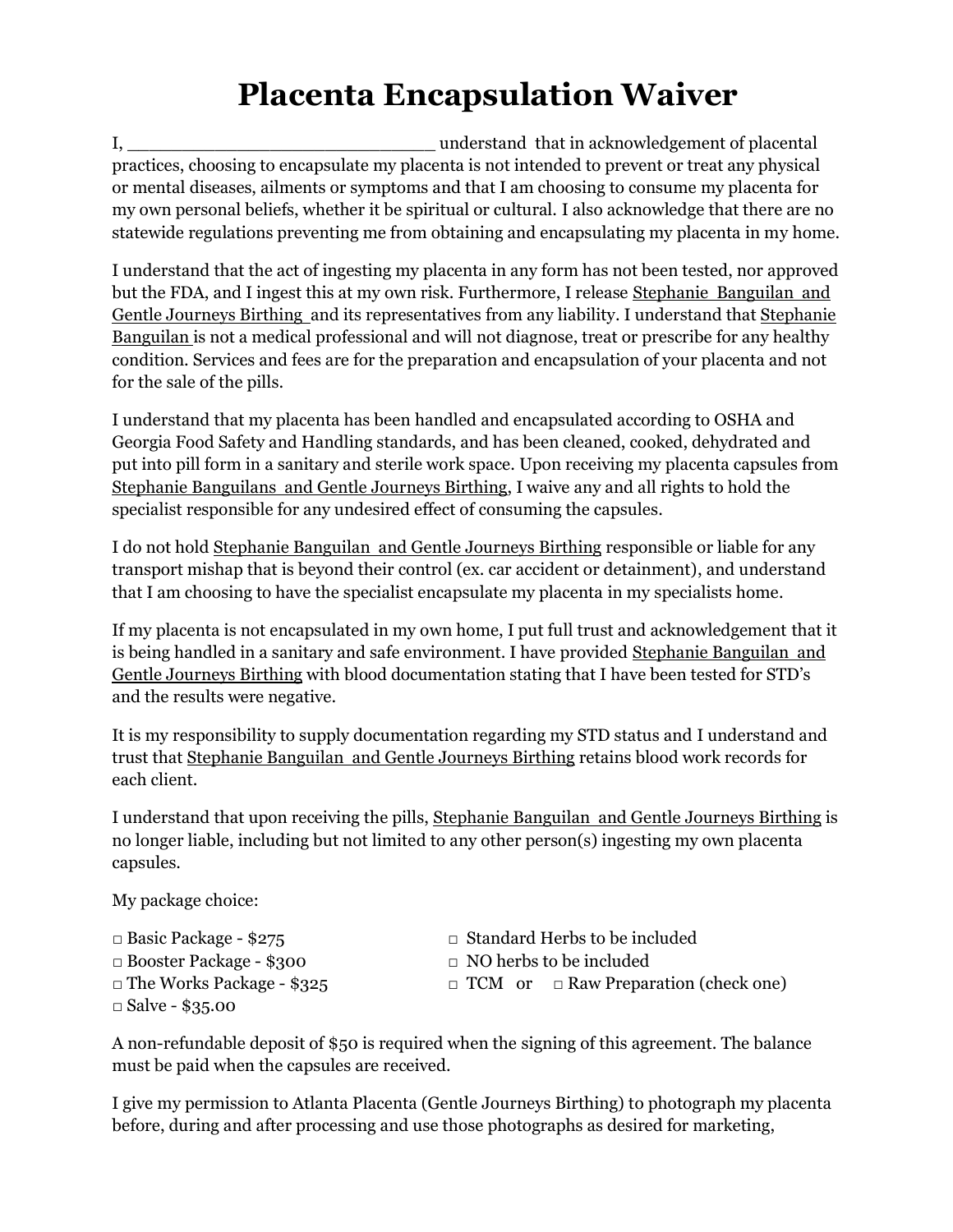# Placenta Encapsulation Waiver

I, ___________________________ understand that in acknowledgement of placental practices, choosing to encapsulate my placenta is not intended to prevent or treat any physical or mental diseases, ailments or symptoms and that I am choosing to consume my placenta for my own personal beliefs, whether it be spiritual or cultural. I also acknowledge that there are no statewide regulations preventing me from obtaining and encapsulating my placenta in my home.

I understand that the act of ingesting my placenta in any form has not been tested, nor approved but the FDA, and I ingest this at my own risk. Furthermore, I release Stephanie Banguilan and Gentle Journeys Birthing and its representatives from any liability. I understand that Stephanie Banguilan is not a medical professional and will not diagnose, treat or prescribe for any healthy condition. Services and fees are for the preparation and encapsulation of your placenta and not for the sale of the pills.

I understand that my placenta has been handled and encapsulated according to OSHA and Georgia Food Safety and Handling standards, and has been cleaned, cooked, dehydrated and put into pill form in a sanitary and sterile work space. Upon receiving my placenta capsules from Stephanie Banguilans and Gentle Journeys Birthing, I waive any and all rights to hold the specialist responsible for any undesired effect of consuming the capsules.

I do not hold Stephanie Banguilan and Gentle Journeys Birthing responsible or liable for any transport mishap that is beyond their control (ex. car accident or detainment), and understand that I am choosing to have the specialist encapsulate my placenta in my specialists home.

If my placenta is not encapsulated in my own home, I put full trust and acknowledgement that it is being handled in a sanitary and safe environment. I have provided Stephanie Banguilan and Gentle Journeys Birthing with blood documentation stating that I have been tested for STD's and the results were negative.

It is my responsibility to supply documentation regarding my STD status and I understand and trust that Stephanie Banguilan and Gentle Journeys Birthing retains blood work records for each client.

I understand that upon receiving the pills, Stephanie Banguilan and Gentle Journeys Birthing is no longer liable, including but not limited to any other person(s) ingesting my own placenta capsules.

My package choice:

□ Basic Package - $275
□ Booster Package - $300
□ The Works Package - $325
□ Salve - $35.00

□ Standard Herbs to be included
□ NO herbs to be included
□ TCM or □ Raw Preparation (check one)

A non-refundable deposit of $50 is required when the signing of this agreement. The balance must be paid when the capsules are received.

I give my permission to Atlanta Placenta (Gentle Journeys Birthing) to photograph my placenta before, during and after processing and use those photographs as desired for marketing,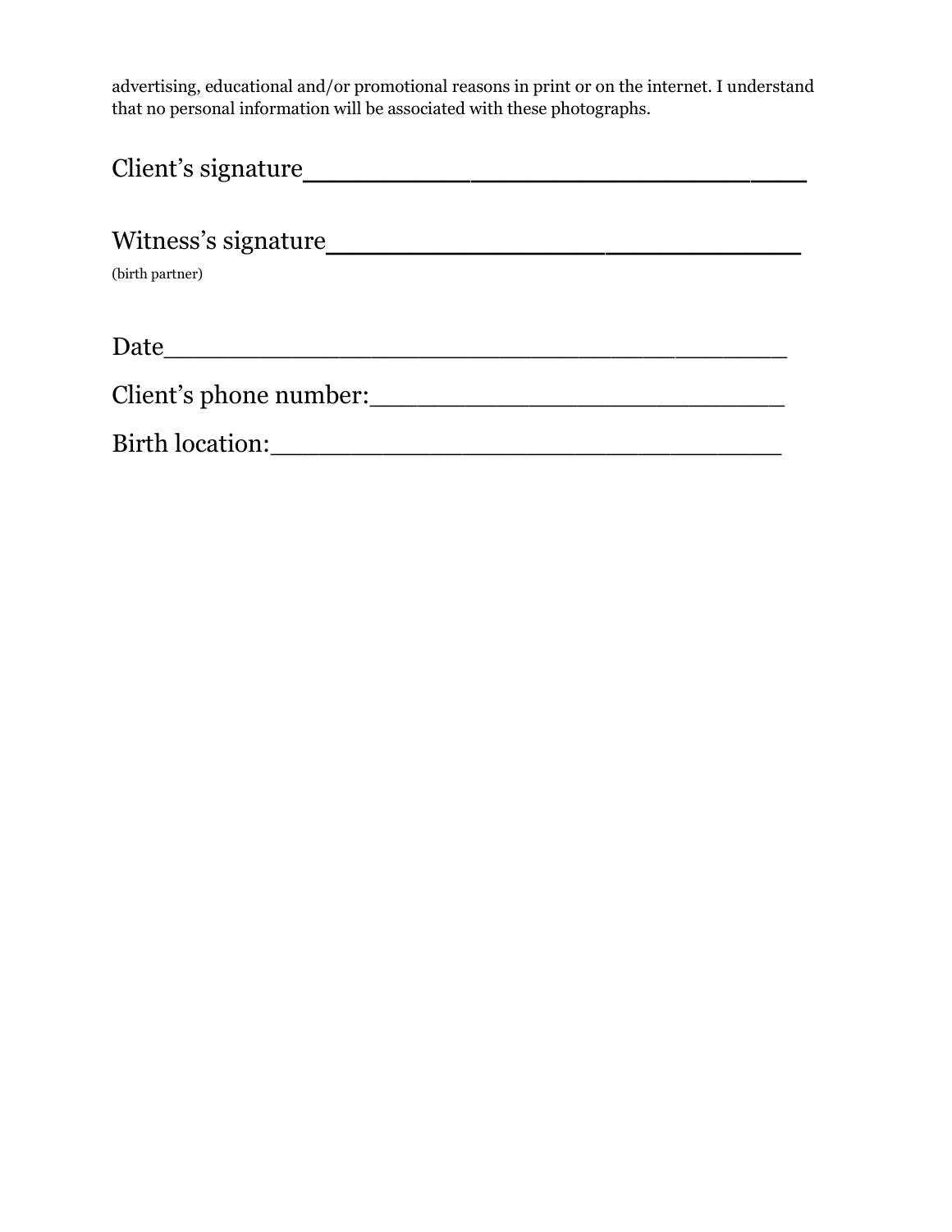advertising, educational and/or promotional reasons in print or on the internet. I understand that no personal information will be associated with these photographs.

Client's signature_______________________________

Witness's signature_____________________________
(birth partner)

Date________________________________________

Client's phone number:__________________________

Birth location:_________________________________